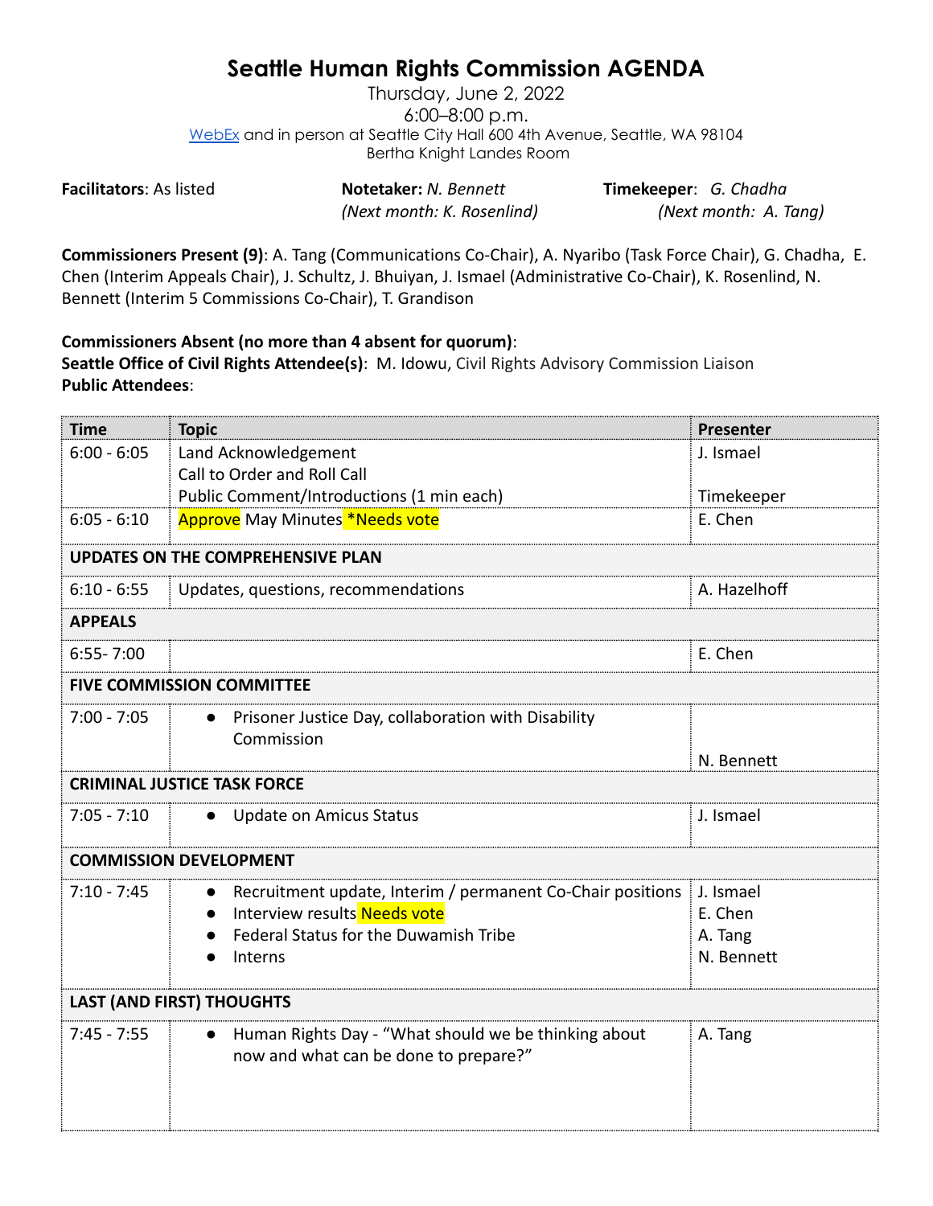# Seattle Human Rights Commission AGENDA

Thursday, June 2, 2022
6:00–8:00 p.m.
WebEx and in person at Seattle City Hall 600 4th Avenue, Seattle, WA 98104
Bertha Knight Landes Room

**Facilitators**: As listed | **Notetaker:** *N. Bennett (Next month: K. Rosenlind)* | **Timekeeper**: *G. Chadha (Next month: A. Tang)*

**Commissioners Present (9)**: A. Tang (Communications Co-Chair), A. Nyaribo (Task Force Chair), G. Chadha, E. Chen (Interim Appeals Chair), J. Schultz, J. Bhuiyan, J. Ismael (Administrative Co-Chair), K. Rosenlind, N. Bennett (Interim 5 Commissions Co-Chair), T. Grandison

**Commissioners Absent (no more than 4 absent for quorum)**:
**Seattle Office of Civil Rights Attendee(s)**: M. Idowu, Civil Rights Advisory Commission Liaison
**Public Attendees**:

| Time | Topic | Presenter |
|---|---|---|
| 6:00 - 6:05 | Land Acknowledgement<br>Call to Order and Roll Call<br>Public Comment/Introductions (1 min each) | J. Ismael<br><br>Timekeeper |
| 6:05 - 6:10 | Approve May Minutes *Needs vote | E. Chen |
| **UPDATES ON THE COMPREHENSIVE PLAN** | | |
| 6:10 - 6:55 | Updates, questions, recommendations | A. Hazelhoff |
| **APPEALS** | | |
| 6:55- 7:00 | | E. Chen |
| **FIVE COMMISSION COMMITTEE** | | |
| 7:00 - 7:05 | • Prisoner Justice Day, collaboration with Disability Commission | N. Bennett |
| **CRIMINAL JUSTICE TASK FORCE** | | |
| 7:05 - 7:10 | • Update on Amicus Status | J. Ismael |
| **COMMISSION DEVELOPMENT** | | |
| 7:10 - 7:45 | • Recruitment update, Interim / permanent Co-Chair positions<br>• Interview results Needs vote<br>• Federal Status for the Duwamish Tribe<br>• Interns | J. Ismael<br>E. Chen<br>A. Tang<br>N. Bennett |
| **LAST (AND FIRST) THOUGHTS** | | |
| 7:45 - 7:55 | • Human Rights Day - "What should we be thinking about now and what can be done to prepare?" | A. Tang |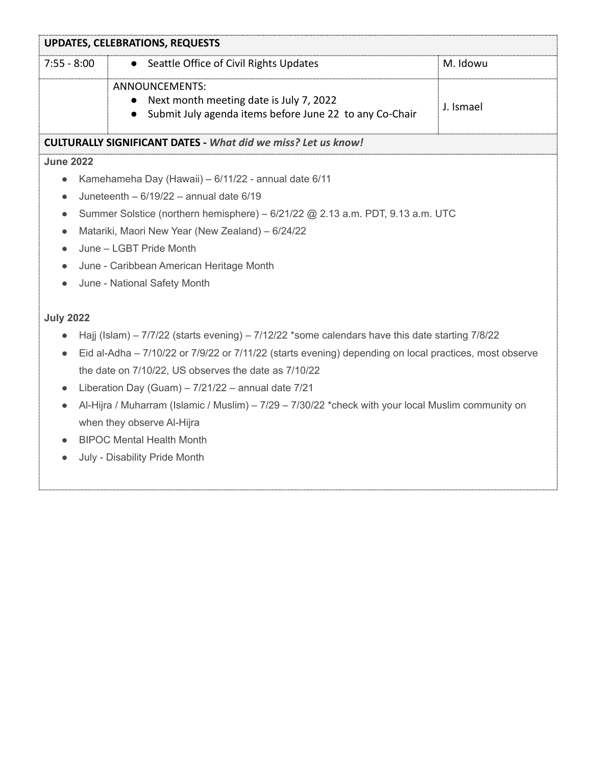| UPDATES, CELEBRATIONS, REQUESTS | | |
|---|---|---|
| 7:55 - 8:00 | • Seattle Office of Civil Rights Updates | M. Idowu |
| | ANNOUNCEMENTS:<br>• Next month meeting date is July 7, 2022<br>• Submit July agenda items before June 22 to any Co-Chair | J. Ismael |

**CULTURALLY SIGNIFICANT DATES -** ***What did we miss? Let us know!***

**June 2022**

- Kamehameha Day (Hawaii) – 6/11/22 - annual date 6/11
- Juneteenth – 6/19/22 – annual date 6/19
- Summer Solstice (northern hemisphere) – 6/21/22 @ 2.13 a.m. PDT, 9.13 a.m. UTC
- Matariki, Maori New Year (New Zealand) – 6/24/22
- June – LGBT Pride Month
- June - Caribbean American Heritage Month
- June - National Safety Month

**July 2022**

- Hajj (Islam) – 7/7/22 (starts evening) – 7/12/22 *some calendars have this date starting 7/8/22
- Eid al-Adha – 7/10/22 or 7/9/22 or 7/11/22 (starts evening) depending on local practices, most observe the date on 7/10/22, US observes the date as 7/10/22
- Liberation Day (Guam) – 7/21/22 – annual date 7/21
- Al-Hijra / Muharram (Islamic / Muslim) – 7/29 – 7/30/22 *check with your local Muslim community on when they observe Al-Hijra
- BIPOC Mental Health Month
- July - Disability Pride Month